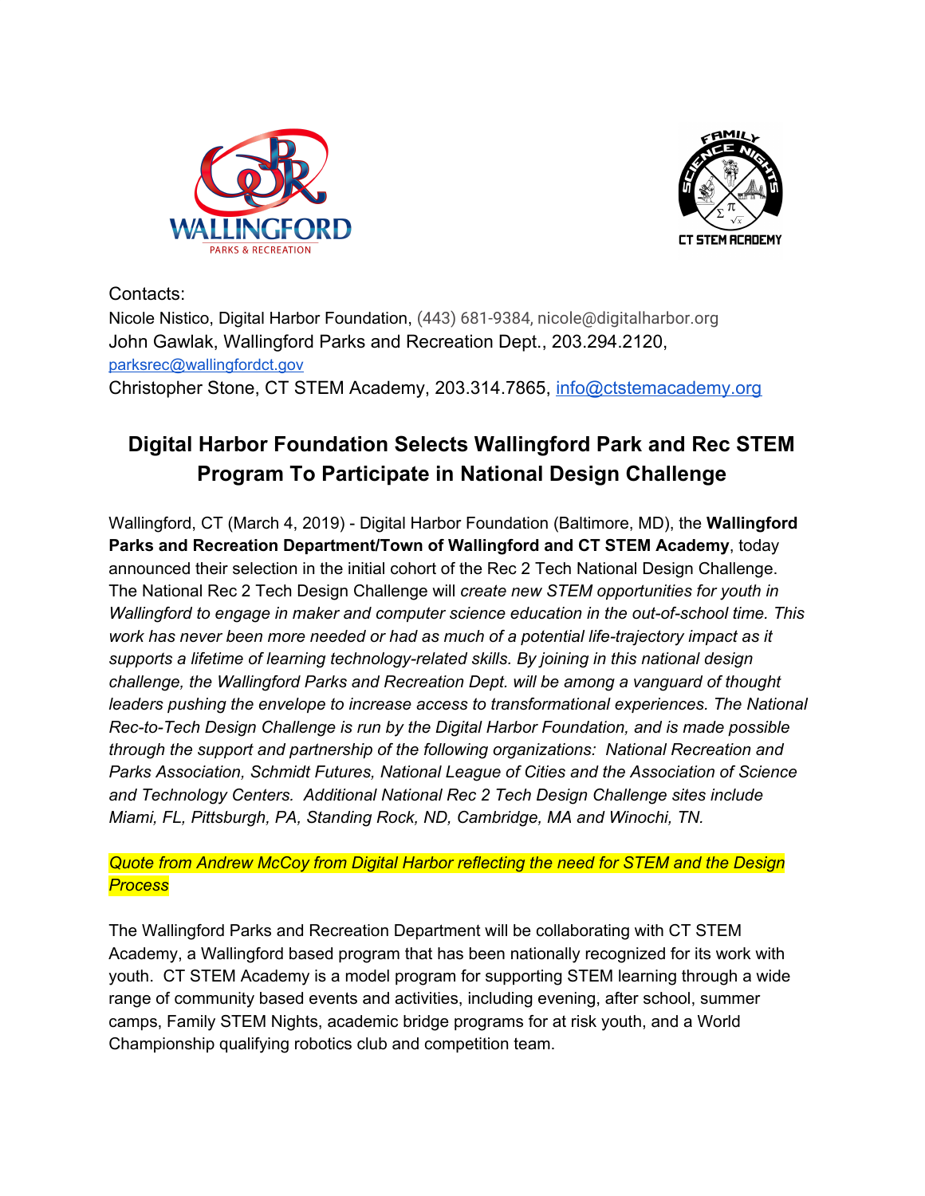Contacts:
Nicole Nistico, Digital Harbor Foundation, (443) 681-9384, nicole@digitalharbor.org
John Gawlak, Wallingford Parks and Recreation Dept., 203.294.2120, parksrec@wallingfordct.gov
Christopher Stone, CT STEM Academy, 203.314.7865, info@ctstemacademy.org

## Digital Harbor Foundation Selects Wallingford Park and Rec STEM Program To Participate in National Design Challenge

Wallingford, CT (March 4, 2019) - Digital Harbor Foundation (Baltimore, MD), the **Wallingford Parks and Recreation Department/Town of Wallingford and CT STEM Academy**, today announced their selection in the initial cohort of the Rec 2 Tech National Design Challenge. The National Rec 2 Tech Design Challenge will *create new STEM opportunities for youth in Wallingford to engage in maker and computer science education in the out-of-school time. This work has never been more needed or had as much of a potential life-trajectory impact as it supports a lifetime of learning technology-related skills. By joining in this national design challenge, the Wallingford Parks and Recreation Dept. will be among a vanguard of thought leaders pushing the envelope to increase access to transformational experiences. The National Rec-to-Tech Design Challenge is run by the Digital Harbor Foundation, and is made possible through the support and partnership of the following organizations: National Recreation and Parks Association, Schmidt Futures, National League of Cities and the Association of Science and Technology Centers. Additional National Rec 2 Tech Design Challenge sites include Miami, FL, Pittsburgh, PA, Standing Rock, ND, Cambridge, MA and Winochi, TN.*

*Quote from Andrew McCoy from Digital Harbor reflecting the need for STEM and the Design Process*

The Wallingford Parks and Recreation Department will be collaborating with CT STEM Academy, a Wallingford based program that has been nationally recognized for its work with youth. CT STEM Academy is a model program for supporting STEM learning through a wide range of community based events and activities, including evening, after school, summer camps, Family STEM Nights, academic bridge programs for at risk youth, and a World Championship qualifying robotics club and competition team.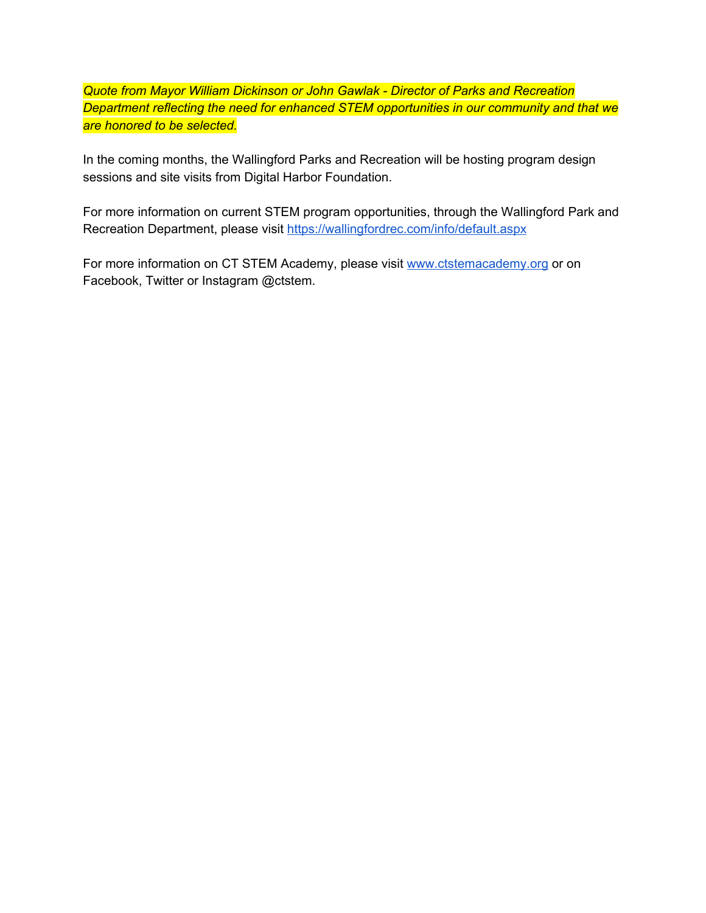*Quote from Mayor William Dickinson or John Gawlak - Director of Parks and Recreation Department reflecting the need for enhanced STEM opportunities in our community and that we are honored to be selected.*

In the coming months, the Wallingford Parks and Recreation will be hosting program design sessions and site visits from Digital Harbor Foundation.

For more information on current STEM program opportunities, through the Wallingford Park and Recreation Department, please visit [https://wallingfordrec.com/info/default.aspx](https://wallingfordrec.com/info/default.aspx)

For more information on CT STEM Academy, please visit [www.ctstemacademy.org](http://www.ctstemacademy.org) or on Facebook, Twitter or Instagram @ctstem.